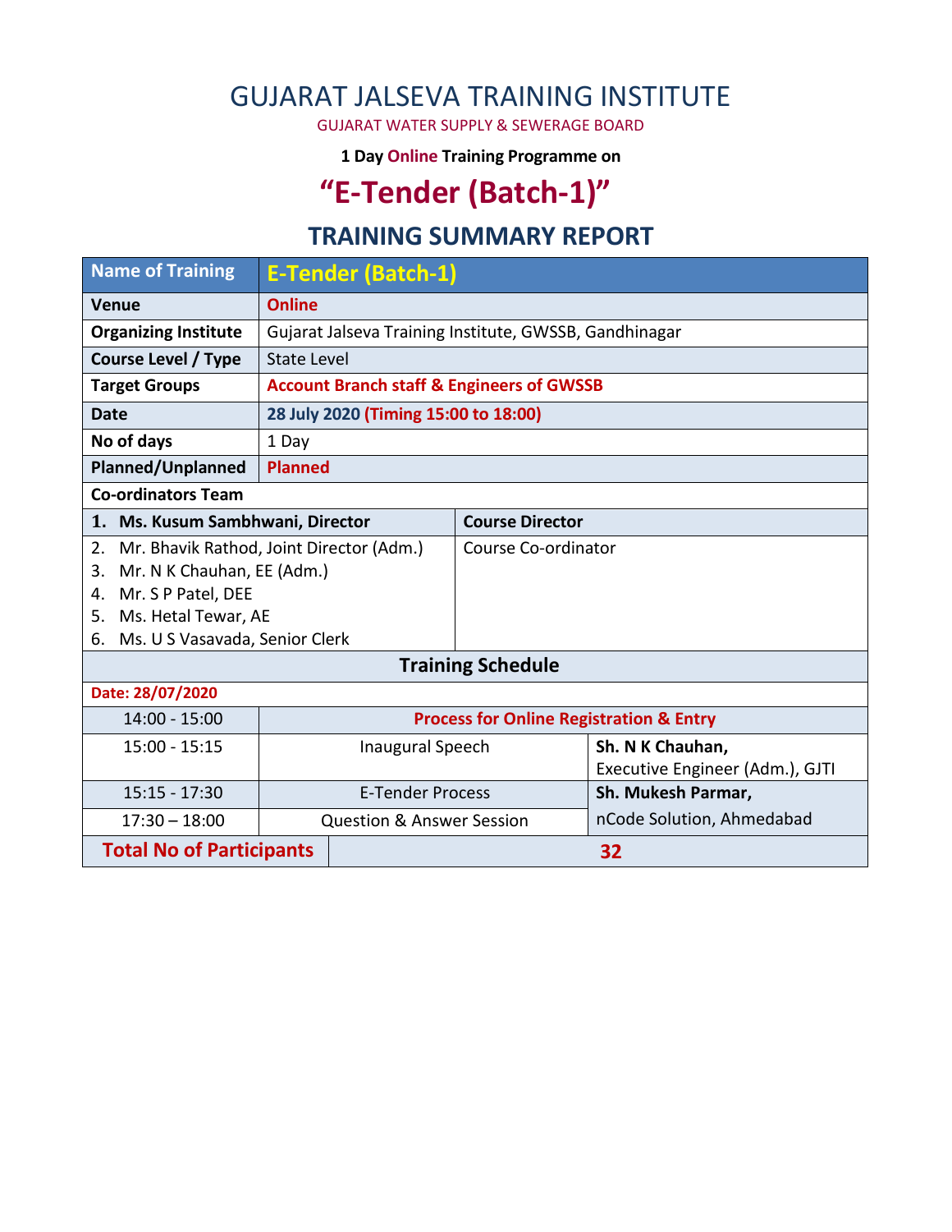# GUJARAT JALSEVA TRAINING INSTITUTE

GUJARAT WATER SUPPLY & SEWERAGE BOARD

**1 Day Online Training Programme on**

## "E-Tender (Batch-1)"

## TRAINING SUMMARY REPORT

| Name of Training | E-Tender (Batch-1) | |
|---|---|---|
| **Venue** | **Online** | |
| **Organizing Institute** | Gujarat Jalseva Training Institute, GWSSB, Gandhinagar | |
| **Course Level / Type** | State Level | |
| **Target Groups** | **Account Branch staff & Engineers of GWSSB** | |
| **Date** | **28 July 2020 (Timing 15:00 to 18:00)** | |
| **No of days** | 1 Day | |
| **Planned/Unplanned** | **Planned** | |
| **Co-ordinators Team** | | |
| **1. Ms. Kusum Sambhwani, Director** | **Course Director** | |
| 2. Mr. Bhavik Rathod, Joint Director (Adm.)<br>3. Mr. N K Chauhan, EE (Adm.)<br>4. Mr. S P Patel, DEE<br>5. Ms. Hetal Tewar, AE<br>6. Ms. U S Vasavada, Senior Clerk | Course Co-ordinator | |

| **Training Schedule** | | |
|---|---|---|
| **Date: 28/07/2020** | | |
| 14:00 - 15:00 | **Process for Online Registration & Entry** | |
| 15:00 - 15:15 | Inaugural Speech | **Sh. N K Chauhan,** Executive Engineer (Adm.), GJTI |
| 15:15 - 17:30 | E-Tender Process | **Sh. Mukesh Parmar,** nCode Solution, Ahmedabad |
| 17:30 – 18:00 | Question & Answer Session | |
| **Total No of Participants** | **32** | |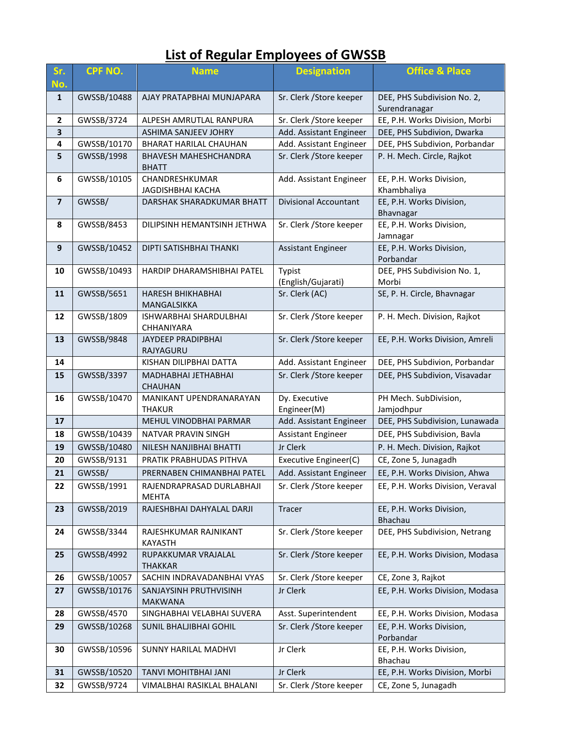# List of Regular Employees of GWSSB

| Sr. No. | CPF NO. | Name | Designation | Office & Place |
|---|---|---|---|---|
| 1 | GWSSB/10488 | AJAY PRATAPBHAI MUNJAPARA | Sr. Clerk /Store keeper | DEE, PHS Subdivision No. 2, Surendranagar |
| 2 | GWSSB/3724 | ALPESH AMRUTLAL RANPURA | Sr. Clerk /Store keeper | EE, P.H. Works Division, Morbi |
| 3 | | ASHIMA SANJEEV JOHRY | Add. Assistant Engineer | DEE, PHS Subdivion, Dwarka |
| 4 | GWSSB/10170 | BHARAT HARILAL CHAUHAN | Add. Assistant Engineer | DEE, PHS Subdivion, Porbandar |
| 5 | GWSSB/1998 | BHAVESH MAHESHCHANDRA BHATT | Sr. Clerk /Store keeper | P. H. Mech. Circle, Rajkot |
| 6 | GWSSB/10105 | CHANDRESHKUMAR JAGDISHBHAI KACHA | Add. Assistant Engineer | EE, P.H. Works Division, Khambhaliya |
| 7 | GWSSB/ | DARSHAK SHARADKUMAR BHATT | Divisional Accountant | EE, P.H. Works Division, Bhavnagar |
| 8 | GWSSB/8453 | DILIPSINH HEMANTSINH JETHWA | Sr. Clerk /Store keeper | EE, P.H. Works Division, Jamnagar |
| 9 | GWSSB/10452 | DIPTI SATISHBHAI THANKI | Assistant Engineer | EE, P.H. Works Division, Porbandar |
| 10 | GWSSB/10493 | HARDIP DHARAMSHIBHAI PATEL | Typist (English/Gujarati) | DEE, PHS Subdivision No. 1, Morbi |
| 11 | GWSSB/5651 | HARESH BHIKHABHAI MANGALSIKKA | Sr. Clerk (AC) | SE, P. H. Circle, Bhavnagar |
| 12 | GWSSB/1809 | ISHWARBHAI SHARDULBHAI CHHANIYARA | Sr. Clerk /Store keeper | P. H. Mech. Division, Rajkot |
| 13 | GWSSB/9848 | JAYDEEP PRADIPBHAI RAJYAGURU | Sr. Clerk /Store keeper | EE, P.H. Works Division, Amreli |
| 14 | | KISHAN DILIPBHAI DATTA | Add. Assistant Engineer | DEE, PHS Subdivion, Porbandar |
| 15 | GWSSB/3397 | MADHABHAI JETHABHAI CHAUHAN | Sr. Clerk /Store keeper | DEE, PHS Subdivion, Visavadar |
| 16 | GWSSB/10470 | MANIKANT UPENDRANARAYAN THAKUR | Dy. Executive Engineer(M) | PH Mech. SubDivision, Jamjodhpur |
| 17 | | MEHUL VINODBHAI PARMAR | Add. Assistant Engineer | DEE, PHS Subdivision, Lunawada |
| 18 | GWSSB/10439 | NATVAR PRAVIN SINGH | Assistant Engineer | DEE, PHS Subdivision, Bavla |
| 19 | GWSSB/10480 | NILESH NANJIBHAI BHATTI | Jr Clerk | P. H. Mech. Division, Rajkot |
| 20 | GWSSB/9131 | PRATIK PRABHUDAS PITHVA | Executive Engineer(C) | CE, Zone 5, Junagadh |
| 21 | GWSSB/ | PRERNABEN CHIMANBHAI PATEL | Add. Assistant Engineer | EE, P.H. Works Division, Ahwa |
| 22 | GWSSB/1991 | RAJENDRAPRASAD DURLABHAJI MEHTA | Sr. Clerk /Store keeper | EE, P.H. Works Division, Veraval |
| 23 | GWSSB/2019 | RAJESHBHAI DAHYALAL DARJI | Tracer | EE, P.H. Works Division, Bhachau |
| 24 | GWSSB/3344 | RAJESHKUMAR RAJNIKANT KAYASTH | Sr. Clerk /Store keeper | DEE, PHS Subdivision, Netrang |
| 25 | GWSSB/4992 | RUPAKKUMAR VRAJALAL THAKKAR | Sr. Clerk /Store keeper | EE, P.H. Works Division, Modasa |
| 26 | GWSSB/10057 | SACHIN INDRAVADANBHAI VYAS | Sr. Clerk /Store keeper | CE, Zone 3, Rajkot |
| 27 | GWSSB/10176 | SANJAYSINH PRUTHVISINH MAKWANA | Jr Clerk | EE, P.H. Works Division, Modasa |
| 28 | GWSSB/4570 | SINGHABHAI VELABHAI SUVERA | Asst. Superintendent | EE, P.H. Works Division, Modasa |
| 29 | GWSSB/10268 | SUNIL BHALJIBHAI GOHIL | Sr. Clerk /Store keeper | EE, P.H. Works Division, Porbandar |
| 30 | GWSSB/10596 | SUNNY HARILAL MADHVI | Jr Clerk | EE, P.H. Works Division, Bhachau |
| 31 | GWSSB/10520 | TANVI MOHITBHAI JANI | Jr Clerk | EE, P.H. Works Division, Morbi |
| 32 | GWSSB/9724 | VIMALBHAI RASIKLAL BHALANI | Sr. Clerk /Store keeper | CE, Zone 5, Junagadh |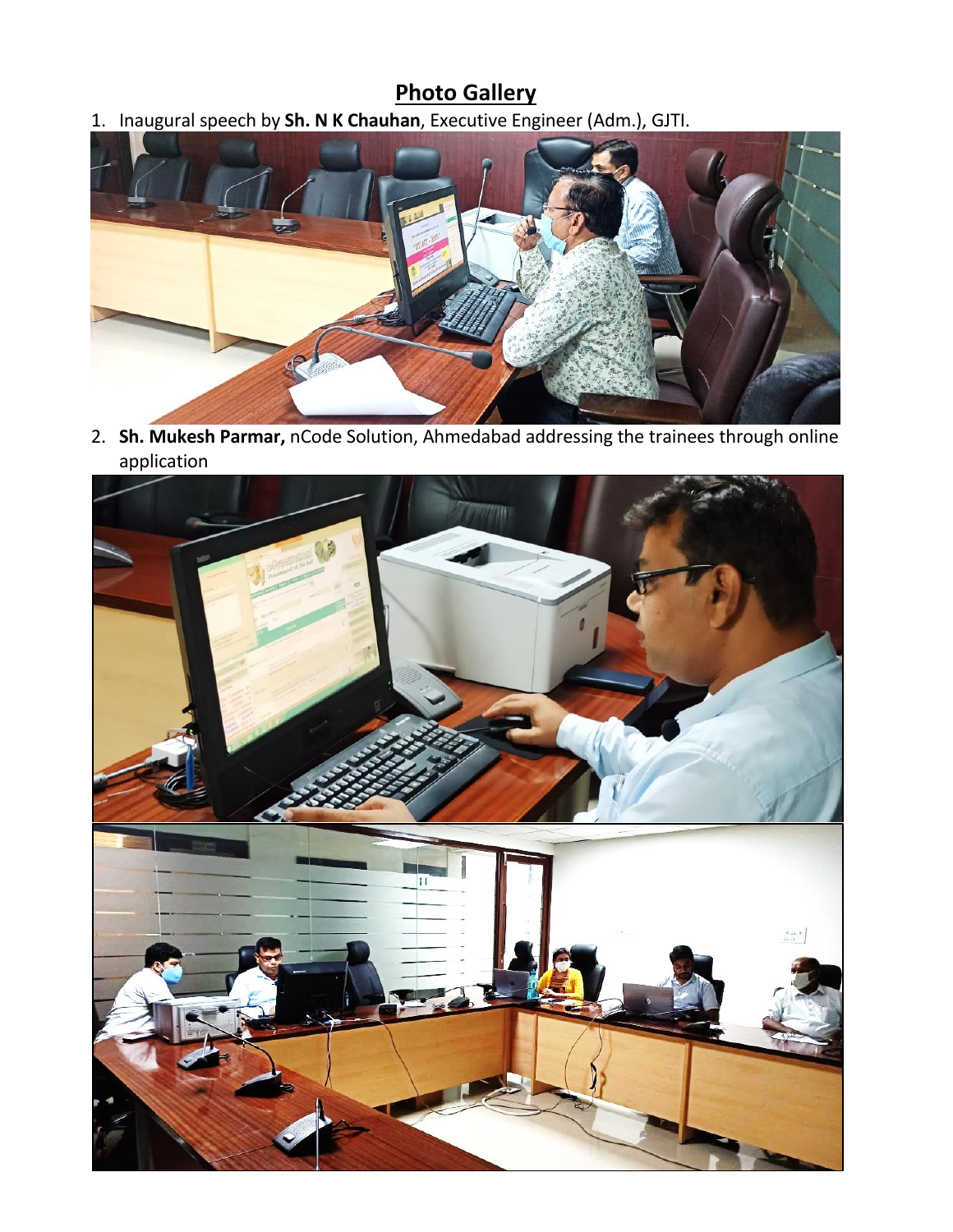## Photo Gallery

1. Inaugural speech by **Sh. N K Chauhan**, Executive Engineer (Adm.), GJTI.

2. **Sh. Mukesh Parmar,** nCode Solution, Ahmedabad addressing the trainees through online application